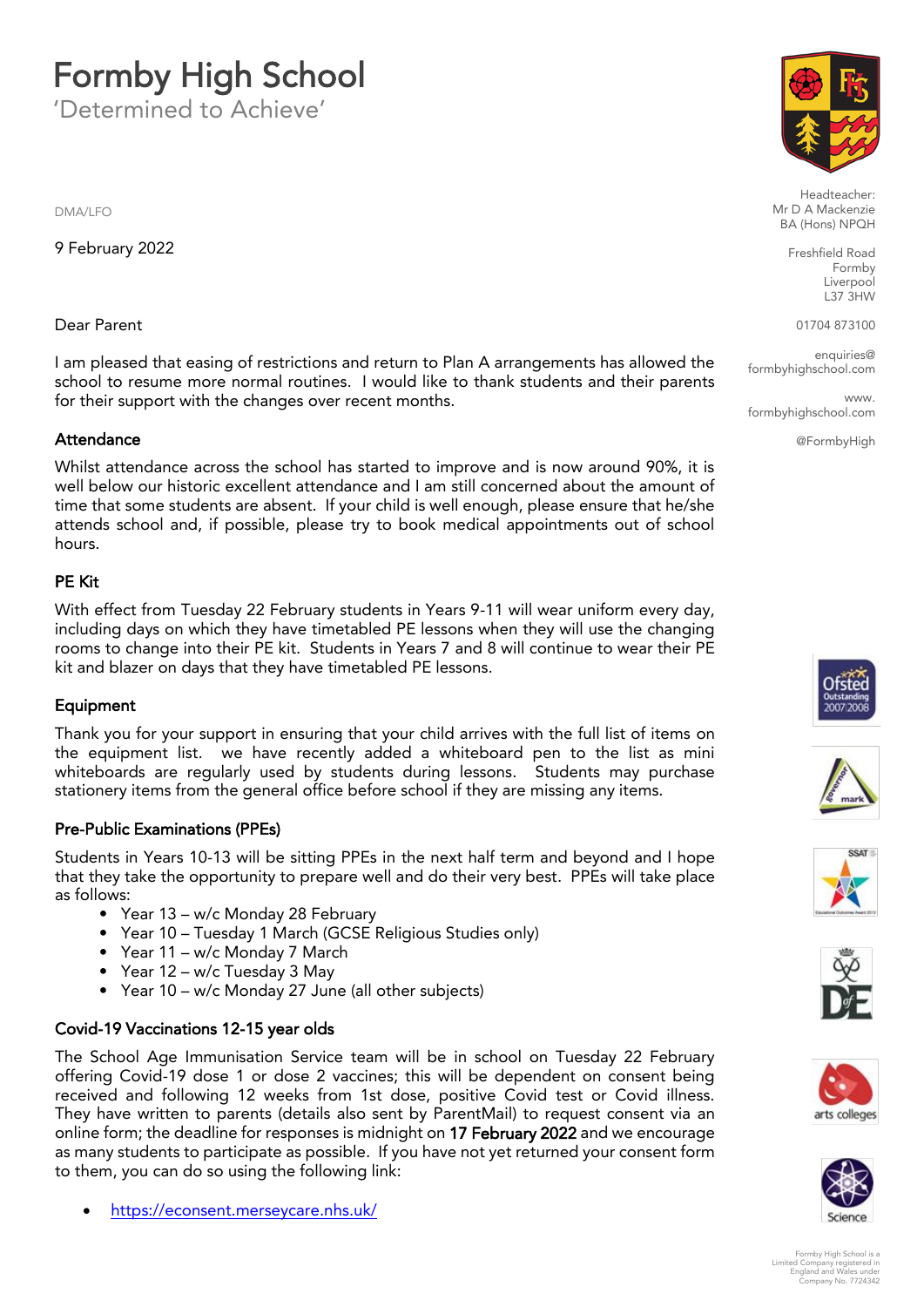# Formby High School

'Determined to Achieve'

Headteacher:
Mr D A Mackenzie
BA (Hons) NPQH

Freshfield Road
Formby
Liverpool
L37 3HW

01704 873100

enquiries@formbyhighschool.com

www.formbyhighschool.com

@FormbyHigh

DMA/LFO

9 February 2022

Dear Parent

I am pleased that easing of restrictions and return to Plan A arrangements has allowed the school to resume more normal routines. I would like to thank students and their parents for their support with the changes over recent months.

## Attendance

Whilst attendance across the school has started to improve and is now around 90%, it is well below our historic excellent attendance and I am still concerned about the amount of time that some students are absent. If your child is well enough, please ensure that he/she attends school and, if possible, please try to book medical appointments out of school hours.

## PE Kit

With effect from Tuesday 22 February students in Years 9-11 will wear uniform every day, including days on which they have timetabled PE lessons when they will use the changing rooms to change into their PE kit. Students in Years 7 and 8 will continue to wear their PE kit and blazer on days that they have timetabled PE lessons.

## Equipment

Thank you for your support in ensuring that your child arrives with the full list of items on the equipment list. we have recently added a whiteboard pen to the list as mini whiteboards are regularly used by students during lessons. Students may purchase stationery items from the general office before school if they are missing any items.

## Pre-Public Examinations (PPEs)

Students in Years 10-13 will be sitting PPEs in the next half term and beyond and I hope that they take the opportunity to prepare well and do their very best. PPEs will take place as follows:

- Year 13 – w/c Monday 28 February
- Year 10 – Tuesday 1 March (GCSE Religious Studies only)
- Year 11 – w/c Monday 7 March
- Year 12 – w/c Tuesday 3 May
- Year 10 – w/c Monday 27 June (all other subjects)

## Covid-19 Vaccinations 12-15 year olds

The School Age Immunisation Service team will be in school on Tuesday 22 February offering Covid-19 dose 1 or dose 2 vaccines; this will be dependent on consent being received and following 12 weeks from 1st dose, positive Covid test or Covid illness. They have written to parents (details also sent by ParentMail) to request consent via an online form; the deadline for responses is midnight on 17 February 2022 and we encourage as many students to participate as possible. If you have not yet returned your consent form to them, you can do so using the following link:

- https://econsent.merseycare.nhs.uk/

Formby High School is a Limited Company registered in England and Wales under Company No. 7724342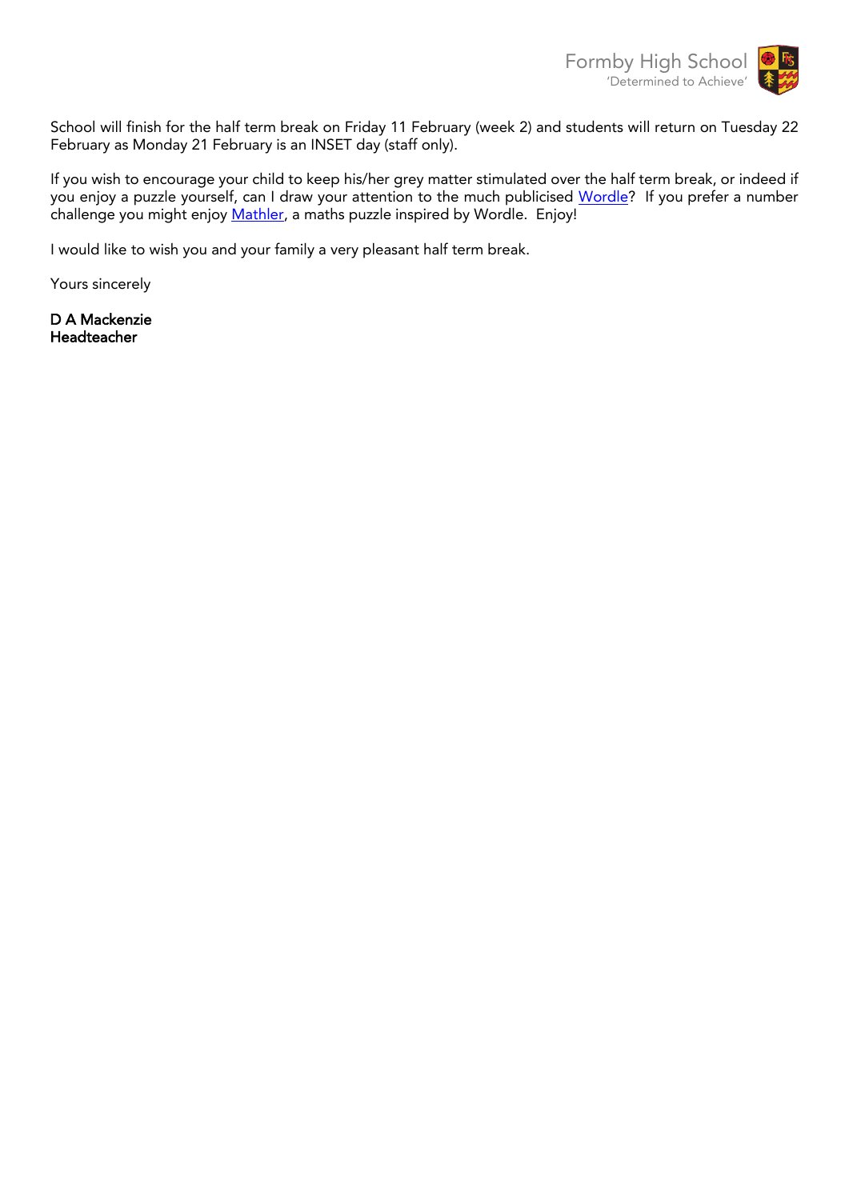School will finish for the half term break on Friday 11 February (week 2) and students will return on Tuesday 22 February as Monday 21 February is an INSET day (staff only).

If you wish to encourage your child to keep his/her grey matter stimulated over the half term break, or indeed if you enjoy a puzzle yourself, can I draw your attention to the much publicised Wordle? If you prefer a number challenge you might enjoy Mathler, a maths puzzle inspired by Wordle. Enjoy!

I would like to wish you and your family a very pleasant half term break.

Yours sincerely

**D A Mackenzie**
**Headteacher**